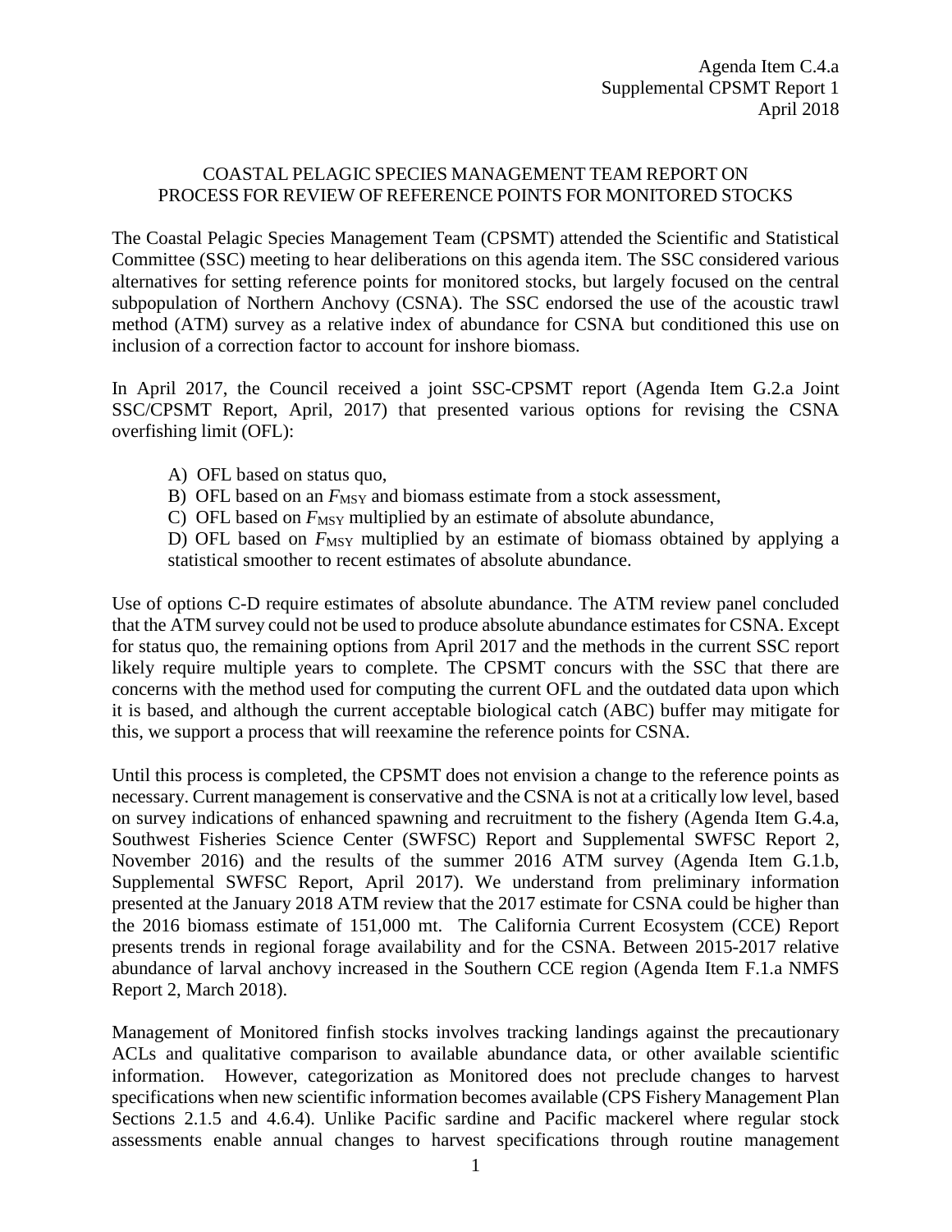Agenda Item C.4.a
Supplemental CPSMT Report 1
April 2018

# COASTAL PELAGIC SPECIES MANAGEMENT TEAM REPORT ON PROCESS FOR REVIEW OF REFERENCE POINTS FOR MONITORED STOCKS

The Coastal Pelagic Species Management Team (CPSMT) attended the Scientific and Statistical Committee (SSC) meeting to hear deliberations on this agenda item. The SSC considered various alternatives for setting reference points for monitored stocks, but largely focused on the central subpopulation of Northern Anchovy (CSNA). The SSC endorsed the use of the acoustic trawl method (ATM) survey as a relative index of abundance for CSNA but conditioned this use on inclusion of a correction factor to account for inshore biomass.

In April 2017, the Council received a joint SSC-CPSMT report (Agenda Item G.2.a Joint SSC/CPSMT Report, April, 2017) that presented various options for revising the CSNA overfishing limit (OFL):

A) OFL based on status quo,

B) OFL based on an $F_{MSY}$ and biomass estimate from a stock assessment,

C) OFL based on $F_{MSY}$ multiplied by an estimate of absolute abundance,

D) OFL based on $F_{MSY}$ multiplied by an estimate of biomass obtained by applying a statistical smoother to recent estimates of absolute abundance.

Use of options C-D require estimates of absolute abundance. The ATM review panel concluded that the ATM survey could not be used to produce absolute abundance estimates for CSNA. Except for status quo, the remaining options from April 2017 and the methods in the current SSC report likely require multiple years to complete. The CPSMT concurs with the SSC that there are concerns with the method used for computing the current OFL and the outdated data upon which it is based, and although the current acceptable biological catch (ABC) buffer may mitigate for this, we support a process that will reexamine the reference points for CSNA.

Until this process is completed, the CPSMT does not envision a change to the reference points as necessary. Current management is conservative and the CSNA is not at a critically low level, based on survey indications of enhanced spawning and recruitment to the fishery (Agenda Item G.4.a, Southwest Fisheries Science Center (SWFSC) Report and Supplemental SWFSC Report 2, November 2016) and the results of the summer 2016 ATM survey (Agenda Item G.1.b, Supplemental SWFSC Report, April 2017). We understand from preliminary information presented at the January 2018 ATM review that the 2017 estimate for CSNA could be higher than the 2016 biomass estimate of 151,000 mt. The California Current Ecosystem (CCE) Report presents trends in regional forage availability and for the CSNA. Between 2015-2017 relative abundance of larval anchovy increased in the Southern CCE region (Agenda Item F.1.a NMFS Report 2, March 2018).

Management of Monitored finfish stocks involves tracking landings against the precautionary ACLs and qualitative comparison to available abundance data, or other available scientific information. However, categorization as Monitored does not preclude changes to harvest specifications when new scientific information becomes available (CPS Fishery Management Plan Sections 2.1.5 and 4.6.4). Unlike Pacific sardine and Pacific mackerel where regular stock assessments enable annual changes to harvest specifications through routine management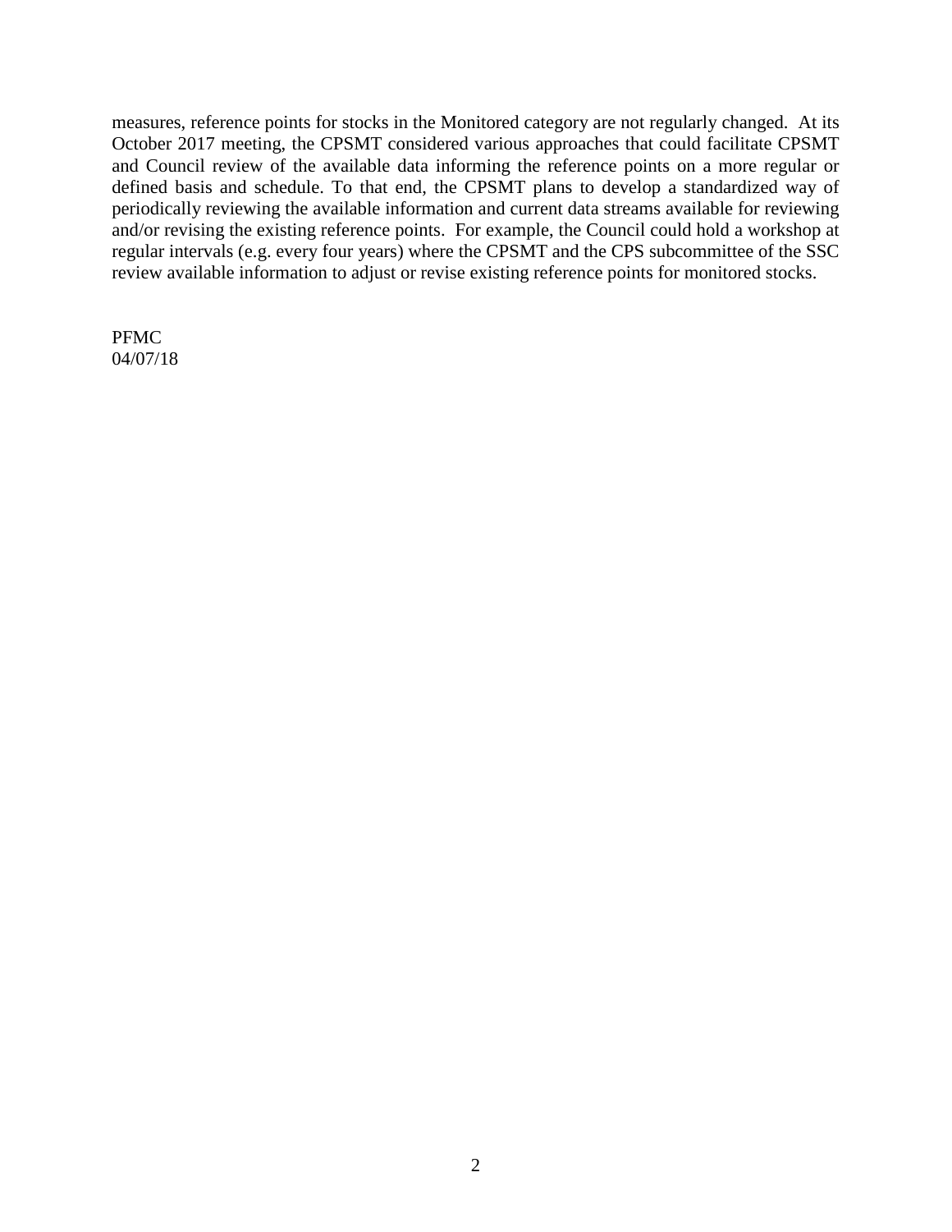measures, reference points for stocks in the Monitored category are not regularly changed. At its October 2017 meeting, the CPSMT considered various approaches that could facilitate CPSMT and Council review of the available data informing the reference points on a more regular or defined basis and schedule. To that end, the CPSMT plans to develop a standardized way of periodically reviewing the available information and current data streams available for reviewing and/or revising the existing reference points. For example, the Council could hold a workshop at regular intervals (e.g. every four years) where the CPSMT and the CPS subcommittee of the SSC review available information to adjust or revise existing reference points for monitored stocks.

PFMC
04/07/18